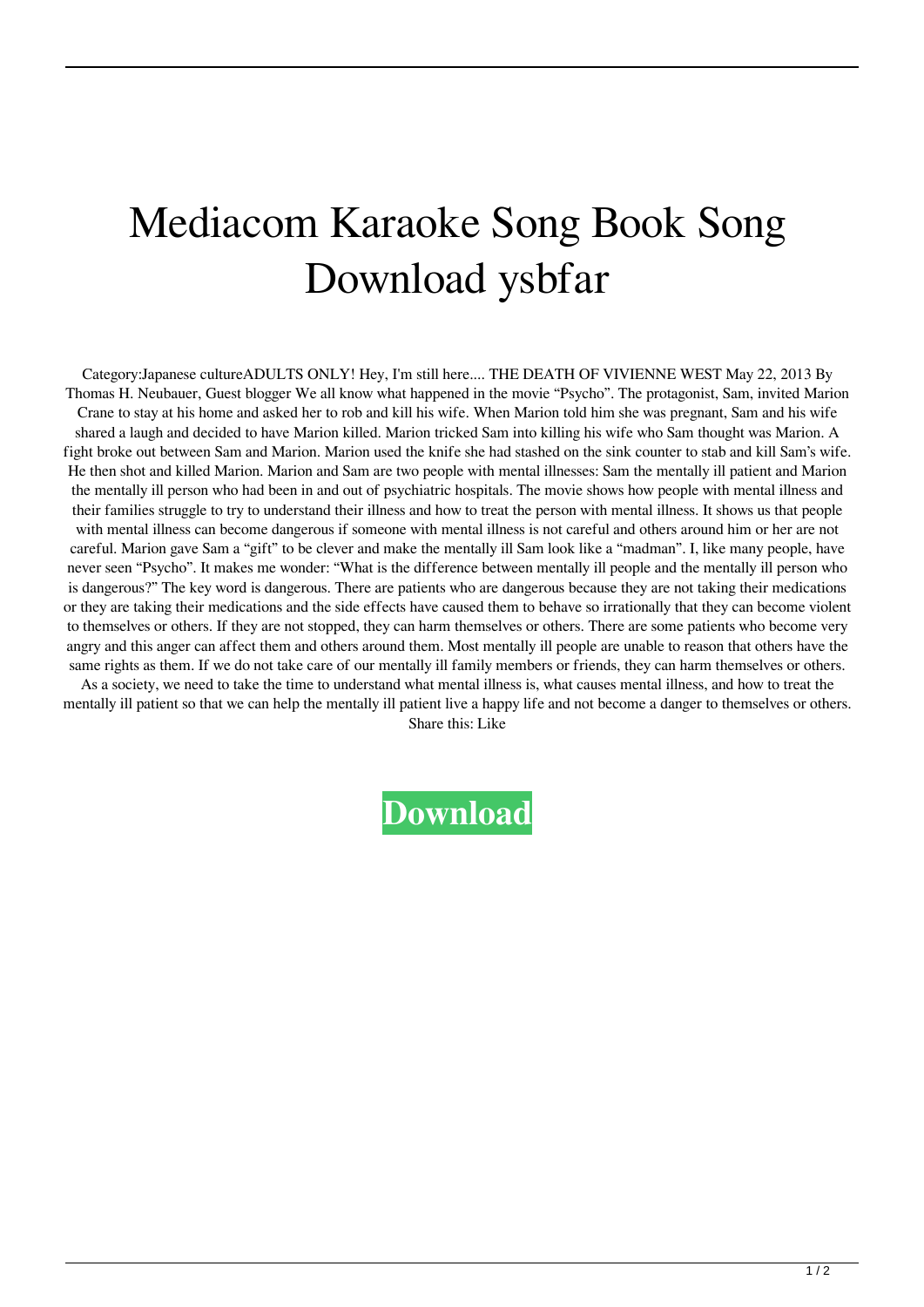# Mediacom Karaoke Song Book Song Download ysbfar

Category:Japanese cultureADULTS ONLY! Hey, I'm still here.... THE DEATH OF VIVIENNE WEST May 22, 2013 By Thomas H. Neubauer, Guest blogger We all know what happened in the movie "Psycho". The protagonist, Sam, invited Marion Crane to stay at his home and asked her to rob and kill his wife. When Marion told him she was pregnant, Sam and his wife shared a laugh and decided to have Marion killed. Marion tricked Sam into killing his wife who Sam thought was Marion. A fight broke out between Sam and Marion. Marion used the knife she had stashed on the sink counter to stab and kill Sam's wife. He then shot and killed Marion. Marion and Sam are two people with mental illnesses: Sam the mentally ill patient and Marion the mentally ill person who had been in and out of psychiatric hospitals. The movie shows how people with mental illness and their families struggle to try to understand their illness and how to treat the person with mental illness. It shows us that people with mental illness can become dangerous if someone with mental illness is not careful and others around him or her are not careful. Marion gave Sam a "gift" to be clever and make the mentally ill Sam look like a "madman". I, like many people, have never seen "Psycho". It makes me wonder: "What is the difference between mentally ill people and the mentally ill person who is dangerous?" The key word is dangerous. There are patients who are dangerous because they are not taking their medications or they are taking their medications and the side effects have caused them to behave so irrationally that they can become violent to themselves or others. If they are not stopped, they can harm themselves or others. There are some patients who become very angry and this anger can affect them and others around them. Most mentally ill people are unable to reason that others have the same rights as them. If we do not take care of our mentally ill family members or friends, they can harm themselves or others. As a society, we need to take the time to understand what mental illness is, what causes mental illness, and how to treat the mentally ill patient so that we can help the mentally ill patient live a happy life and not become a danger to themselves or others. Share this: Like

**Download**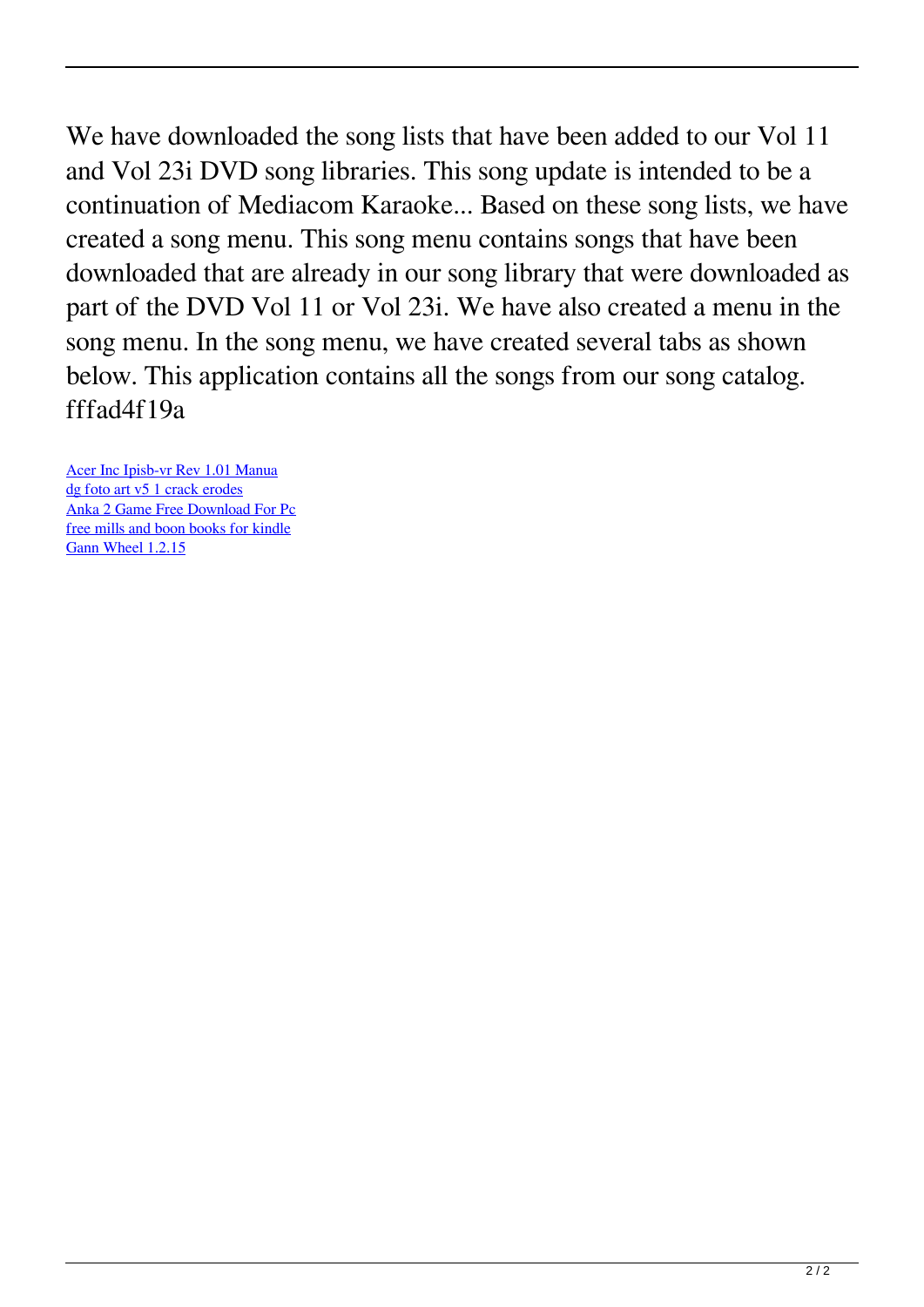We have downloaded the song lists that have been added to our Vol 11 and Vol 23i DVD song libraries. This song update is intended to be a continuation of Mediacom Karaoke... Based on these song lists, we have created a song menu. This song menu contains songs that have been downloaded that are already in our song library that were downloaded as part of the DVD Vol 11 or Vol 23i. We have also created a menu in the song menu. In the song menu, we have created several tabs as shown below. This application contains all the songs from our song catalog. fffad4f19a

Acer Inc Ipisb-vr Rev 1.01 Manua
dg foto art v5 1 crack erodes
Anka 2 Game Free Download For Pc
free mills and boon books for kindle
Gann Wheel 1.2.15